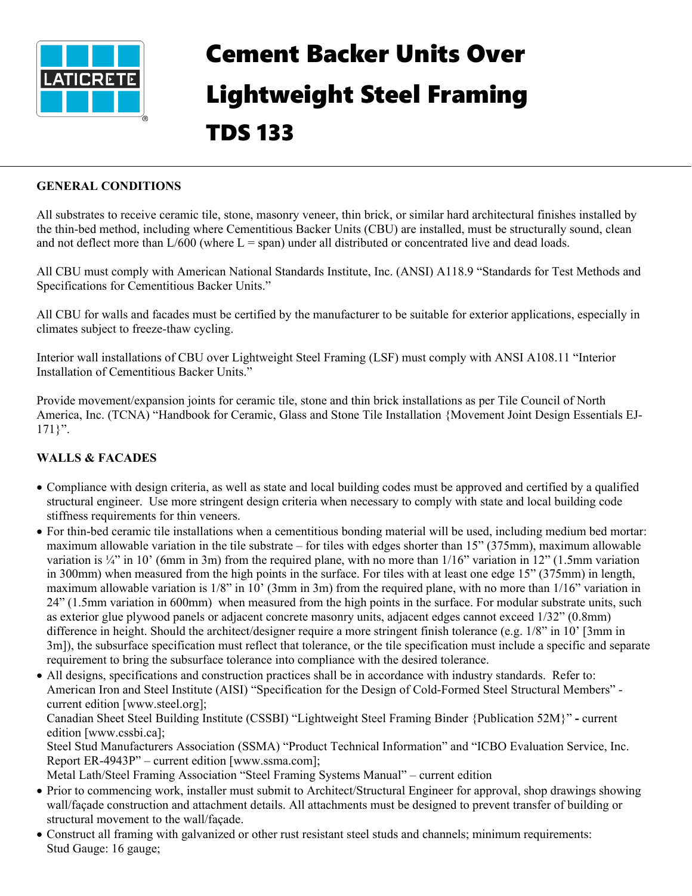# Cement Backer Units Over Lightweight Steel Framing

# TDS 133

## GENERAL CONDITIONS

All substrates to receive ceramic tile, stone, masonry veneer, thin brick, or similar hard architectural finishes installed by the thin-bed method, including where Cementitious Backer Units (CBU) are installed, must be structurally sound, clean and not deflect more than L/600 (where L = span) under all distributed or concentrated live and dead loads.

All CBU must comply with American National Standards Institute, Inc. (ANSI) A118.9 "Standards for Test Methods and Specifications for Cementitious Backer Units."

All CBU for walls and facades must be certified by the manufacturer to be suitable for exterior applications, especially in climates subject to freeze-thaw cycling.

Interior wall installations of CBU over Lightweight Steel Framing (LSF) must comply with ANSI A108.11 "Interior Installation of Cementitious Backer Units."

Provide movement/expansion joints for ceramic tile, stone and thin brick installations as per Tile Council of North America, Inc. (TCNA) "Handbook for Ceramic, Glass and Stone Tile Installation {Movement Joint Design Essentials EJ-171}".

## WALLS & FACADES

- Compliance with design criteria, as well as state and local building codes must be approved and certified by a qualified structural engineer. Use more stringent design criteria when necessary to comply with state and local building code stiffness requirements for thin veneers.
- For thin-bed ceramic tile installations when a cementitious bonding material will be used, including medium bed mortar: maximum allowable variation in the tile substrate – for tiles with edges shorter than 15" (375mm), maximum allowable variation is ¼" in 10' (6mm in 3m) from the required plane, with no more than 1/16" variation in 12" (1.5mm variation in 300mm) when measured from the high points in the surface. For tiles with at least one edge 15" (375mm) in length, maximum allowable variation is 1/8" in 10' (3mm in 3m) from the required plane, with no more than 1/16" variation in 24" (1.5mm variation in 600mm) when measured from the high points in the surface. For modular substrate units, such as exterior glue plywood panels or adjacent concrete masonry units, adjacent edges cannot exceed 1/32" (0.8mm) difference in height. Should the architect/designer require a more stringent finish tolerance (e.g. 1/8" in 10' [3mm in 3m]), the subsurface specification must reflect that tolerance, or the tile specification must include a specific and separate requirement to bring the subsurface tolerance into compliance with the desired tolerance.
- All designs, specifications and construction practices shall be in accordance with industry standards. Refer to:
  American Iron and Steel Institute (AISI) "Specification for the Design of Cold-Formed Steel Structural Members" - current edition [www.steel.org];
  Canadian Sheet Steel Building Institute (CSSBI) "Lightweight Steel Framing Binder {Publication 52M}" - current edition [www.cssbi.ca];
  Steel Stud Manufacturers Association (SSMA) "Product Technical Information" and "ICBO Evaluation Service, Inc. Report ER-4943P" – current edition [www.ssma.com];
  Metal Lath/Steel Framing Association "Steel Framing Systems Manual" – current edition
- Prior to commencing work, installer must submit to Architect/Structural Engineer for approval, shop drawings showing wall/façade construction and attachment details. All attachments must be designed to prevent transfer of building or structural movement to the wall/façade.
- Construct all framing with galvanized or other rust resistant steel studs and channels; minimum requirements:
  Stud Gauge: 16 gauge;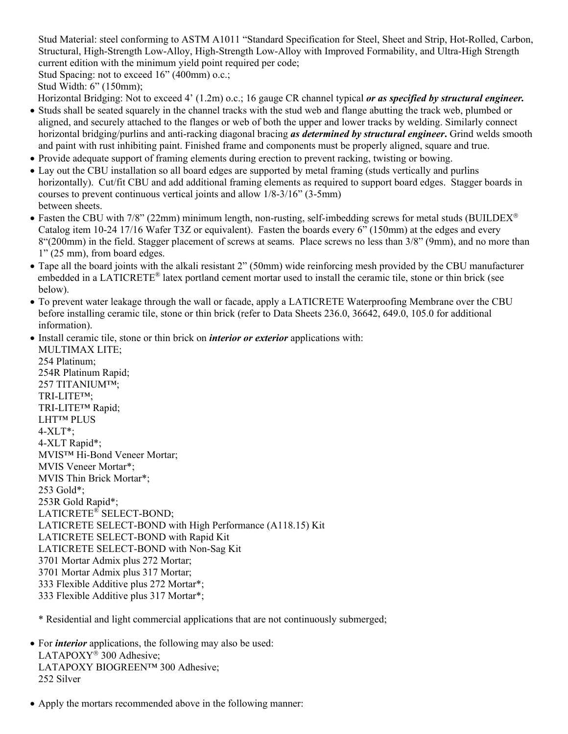Stud Material: steel conforming to ASTM A1011 "Standard Specification for Steel, Sheet and Strip, Hot-Rolled, Carbon, Structural, High-Strength Low-Alloy, High-Strength Low-Alloy with Improved Formability, and Ultra-High Strength current edition with the minimum yield point required per code;
Stud Spacing: not to exceed 16" (400mm) o.c.;
Stud Width: 6" (150mm);
Horizontal Bridging: Not to exceed 4' (1.2m) o.c.; 16 gauge CR channel typical ***or as specified by structural engineer.***

- Studs shall be seated squarely in the channel tracks with the stud web and flange abutting the track web, plumbed or aligned, and securely attached to the flanges or web of both the upper and lower tracks by welding. Similarly connect horizontal bridging/purlins and anti-racking diagonal bracing ***as determined by structural engineer***. Grind welds smooth and paint with rust inhibiting paint. Finished frame and components must be properly aligned, square and true.
- Provide adequate support of framing elements during erection to prevent racking, twisting or bowing.
- Lay out the CBU installation so all board edges are supported by metal framing (studs vertically and purlins horizontally). Cut/fit CBU and add additional framing elements as required to support board edges. Stagger boards in courses to prevent continuous vertical joints and allow 1/8-3/16" (3-5mm) between sheets.
- Fasten the CBU with 7/8" (22mm) minimum length, non-rusting, self-imbedding screws for metal studs (BUILDEX® Catalog item 10-24 17/16 Wafer T3Z or equivalent). Fasten the boards every 6" (150mm) at the edges and every 8"(200mm) in the field. Stagger placement of screws at seams. Place screws no less than 3/8" (9mm), and no more than 1" (25 mm), from board edges.
- Tape all the board joints with the alkali resistant 2" (50mm) wide reinforcing mesh provided by the CBU manufacturer embedded in a LATICRETE® latex portland cement mortar used to install the ceramic tile, stone or thin brick (see below).
- To prevent water leakage through the wall or facade, apply a LATICRETE Waterproofing Membrane over the CBU before installing ceramic tile, stone or thin brick (refer to Data Sheets 236.0, 36642, 649.0, 105.0 for additional information).
- Install ceramic tile, stone or thin brick on ***interior or exterior*** applications with:
  MULTIMAX LITE;
  254 Platinum;
  254R Platinum Rapid;
  257 TITANIUM™;
  TRI-LITE™;
  TRI-LITE™ Rapid;
  LHT™ PLUS
  4-XLT*;
  4-XLT Rapid*;
  MVIS™ Hi-Bond Veneer Mortar;
  MVIS Veneer Mortar*;
  MVIS Thin Brick Mortar*;
  253 Gold*;
  253R Gold Rapid*;
  LATICRETE® SELECT-BOND;
  LATICRETE SELECT-BOND with High Performance (A118.15) Kit
  LATICRETE SELECT-BOND with Rapid Kit
  LATICRETE SELECT-BOND with Non-Sag Kit
  3701 Mortar Admix plus 272 Mortar;
  3701 Mortar Admix plus 317 Mortar;
  333 Flexible Additive plus 272 Mortar*;
  333 Flexible Additive plus 317 Mortar*;

  \* Residential and light commercial applications that are not continuously submerged;

- For ***interior*** applications, the following may also be used:
  LATAPOXY® 300 Adhesive;
  LATAPOXY BIOGREEN™ 300 Adhesive;
  252 Silver

- Apply the mortars recommended above in the following manner: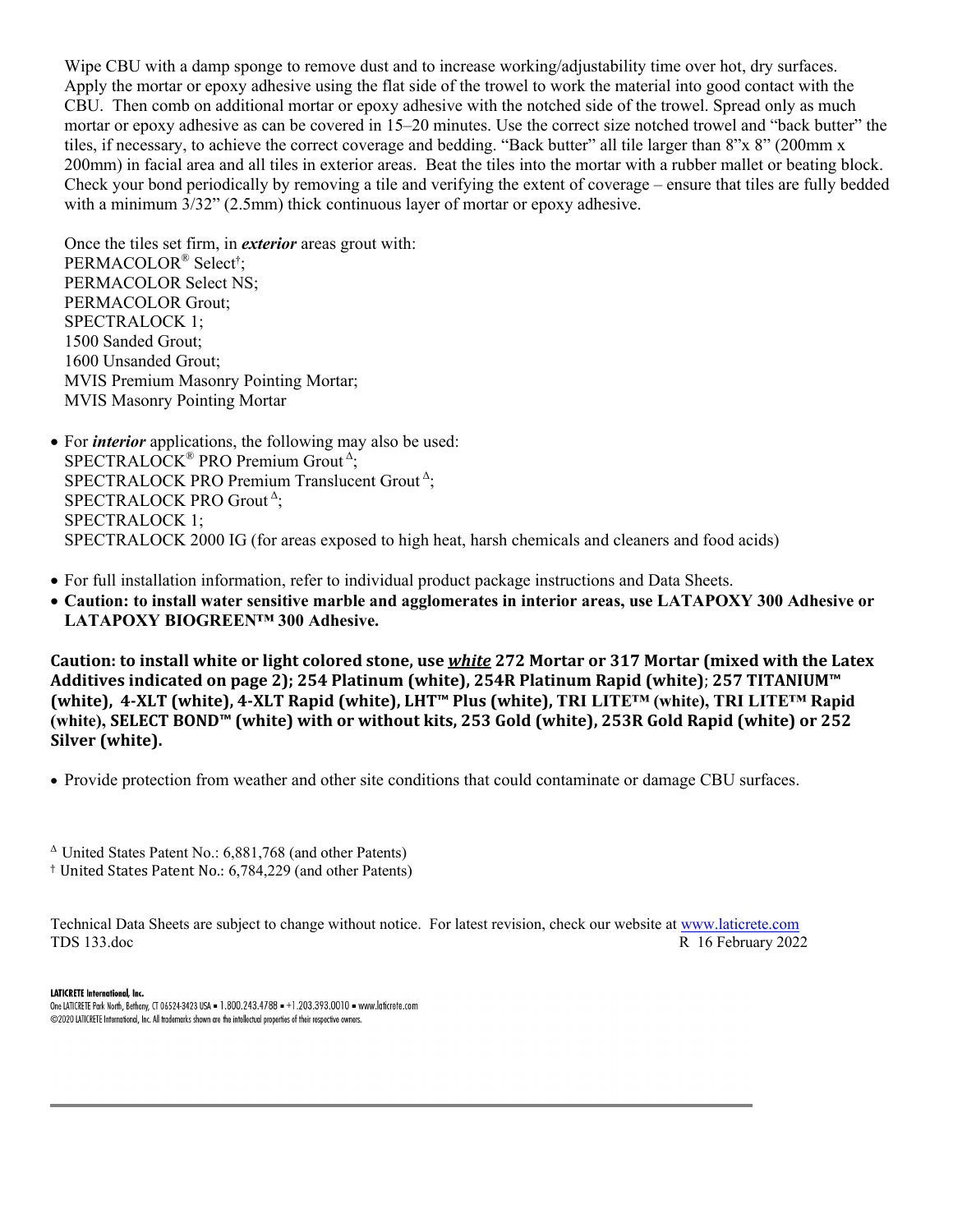Wipe CBU with a damp sponge to remove dust and to increase working/adjustability time over hot, dry surfaces. Apply the mortar or epoxy adhesive using the flat side of the trowel to work the material into good contact with the CBU. Then comb on additional mortar or epoxy adhesive with the notched side of the trowel. Spread only as much mortar or epoxy adhesive as can be covered in 15–20 minutes. Use the correct size notched trowel and "back butter" the tiles, if necessary, to achieve the correct coverage and bedding. "Back butter" all tile larger than 8"x 8" (200mm x 200mm) in facial area and all tiles in exterior areas. Beat the tiles into the mortar with a rubber mallet or beating block. Check your bond periodically by removing a tile and verifying the extent of coverage – ensure that tiles are fully bedded with a minimum 3/32" (2.5mm) thick continuous layer of mortar or epoxy adhesive.

Once the tiles set firm, in ***exterior*** areas grout with:
PERMACOLOR® Select†;
PERMACOLOR Select NS;
PERMACOLOR Grout;
SPECTRALOCK 1;
1500 Sanded Grout;
1600 Unsanded Grout;
MVIS Premium Masonry Pointing Mortar;
MVIS Masonry Pointing Mortar

- For ***interior*** applications, the following may also be used:
  SPECTRALOCK® PRO Premium Grout Δ;
  SPECTRALOCK PRO Premium Translucent Grout Δ;
  SPECTRALOCK PRO Grout Δ;
  SPECTRALOCK 1;
  SPECTRALOCK 2000 IG (for areas exposed to high heat, harsh chemicals and cleaners and food acids)
- For full installation information, refer to individual product package instructions and Data Sheets.
- **Caution: to install water sensitive marble and agglomerates in interior areas, use LATAPOXY 300 Adhesive or LATAPOXY BIOGREEN™ 300 Adhesive.**

**Caution: to install white or light colored stone, use *<u>white</u>* 272 Mortar or 317 Mortar (mixed with the Latex Additives indicated on page 2); 254 Platinum (white), 254R Platinum Rapid (white); 257 TITANIUM™ (white), 4-XLT (white), 4-XLT Rapid (white), LHT™ Plus (white), TRI LITE™ (white), TRI LITE™ Rapid (white), SELECT BOND™ (white) with or without kits, 253 Gold (white), 253R Gold Rapid (white) or 252 Silver (white).**

- Provide protection from weather and other site conditions that could contaminate or damage CBU surfaces.

Δ United States Patent No.: 6,881,768 (and other Patents)
† United States Patent No.: 6,784,229 (and other Patents)

Technical Data Sheets are subject to change without notice. For latest revision, check our website at www.laticrete.com
TDS 133.doc R 16 February 2022

**LATICRETE International, Inc.**
One LATICRETE Park North, Bethany, CT 06524-3423 USA ▪ 1.800.243.4788 ▪ +1.203.393.0010 ▪ www.laticrete.com
©2020 LATICRETE International, Inc. All trademarks shown are the intellectual properties of their respective owners.